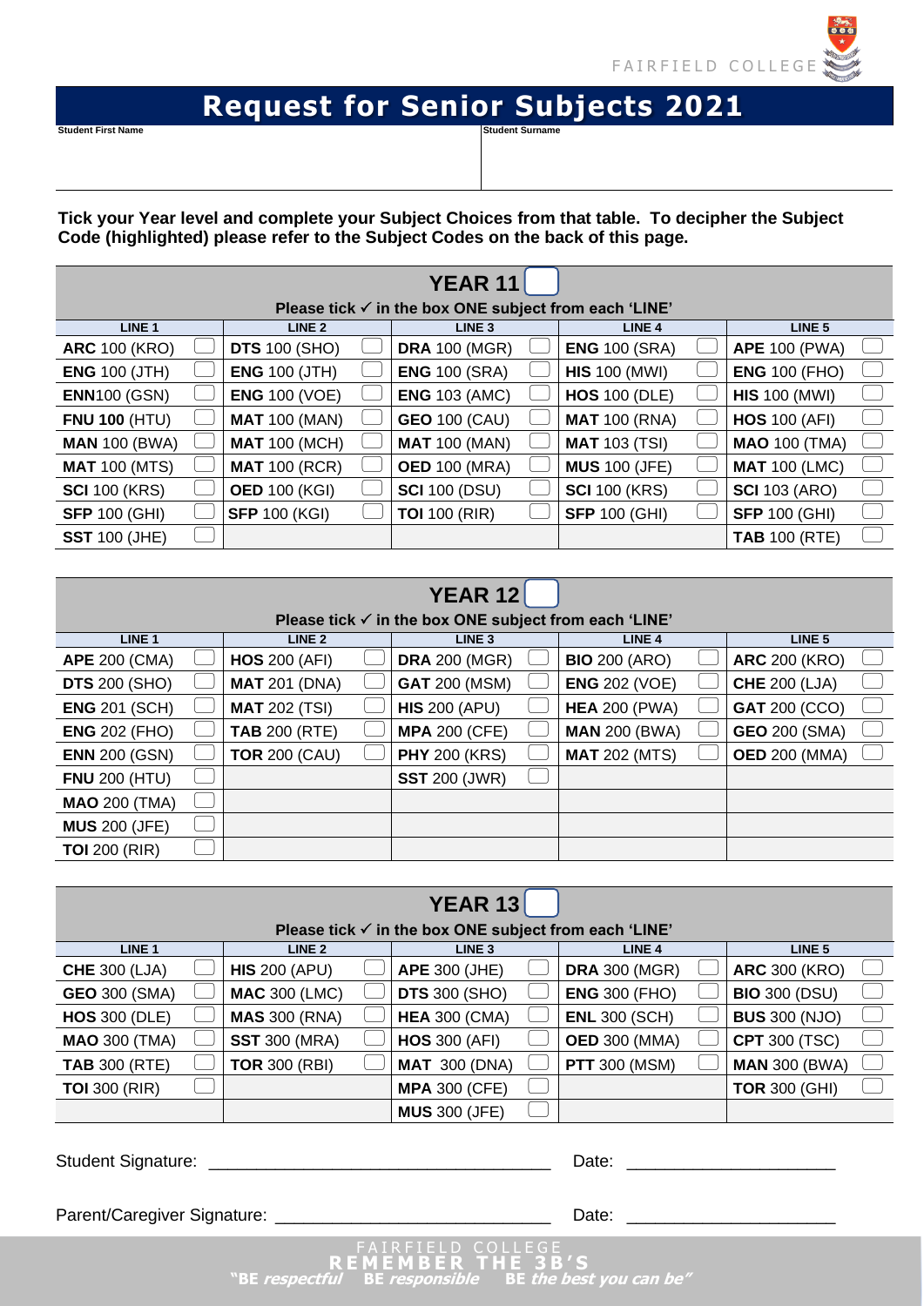FAIRFIELD COLLEGE

# Request for Senior Subjects 2021

| Student First Name | Student Surname |
|---|---|
| | |

**Tick your Year level and complete your Subject Choices from that table. To decipher the Subject Code (highlighted) please refer to the Subject Codes on the back of this page.**

## YEAR 11 ☐

**Please tick ✓ in the box ONE subject from each 'LINE'**

| LINE 1 | LINE 2 | LINE 3 | LINE 4 | LINE 5 |
|---|---|---|---|---|
| **ARC** 100 (KRO) ☐ | **DTS** 100 (SHO) ☐ | **DRA** 100 (MGR) ☐ | **ENG** 100 (SRA) ☐ | **APE** 100 (PWA) ☐ |
| **ENG** 100 (JTH) ☐ | **ENG** 100 (JTH) ☐ | **ENG** 100 (SRA) ☐ | **HIS** 100 (MWI) ☐ | **ENG** 100 (FHO) ☐ |
| **ENN**100 (GSN) ☐ | **ENG** 100 (VOE) ☐ | **ENG** 103 (AMC) ☐ | **HOS** 100 (DLE) ☐ | **HIS** 100 (MWI) ☐ |
| **FNU 100** (HTU) ☐ | **MAT** 100 (MAN) ☐ | **GEO** 100 (CAU) ☐ | **MAT** 100 (RNA) ☐ | **HOS** 100 (AFI) ☐ |
| **MAN** 100 (BWA) ☐ | **MAT** 100 (MCH) ☐ | **MAT** 100 (MAN) ☐ | **MAT** 103 (TSI) ☐ | **MAO** 100 (TMA) ☐ |
| **MAT** 100 (MTS) ☐ | **MAT** 100 (RCR) ☐ | **OED** 100 (MRA) ☐ | **MUS** 100 (JFE) ☐ | **MAT** 100 (LMC) ☐ |
| **SCI** 100 (KRS) ☐ | **OED** 100 (KGI) ☐ | **SCI** 100 (DSU) ☐ | **SCI** 100 (KRS) ☐ | **SCI** 103 (ARO) ☐ |
| **SFP** 100 (GHI) ☐ | **SFP** 100 (KGI) ☐ | **TOI** 100 (RIR) ☐ | **SFP** 100 (GHI) ☐ | **SFP** 100 (GHI) ☐ |
| **SST** 100 (JHE) ☐ | | | | **TAB** 100 (RTE) ☐ |

## YEAR 12 ☐

**Please tick ✓ in the box ONE subject from each 'LINE'**

| LINE 1 | LINE 2 | LINE 3 | LINE 4 | LINE 5 |
|---|---|---|---|---|
| **APE** 200 (CMA) ☐ | **HOS** 200 (AFI) ☐ | **DRA** 200 (MGR) ☐ | **BIO** 200 (ARO) ☐ | **ARC** 200 (KRO) ☐ |
| **DTS** 200 (SHO) ☐ | **MAT** 201 (DNA) ☐ | **GAT** 200 (MSM) ☐ | **ENG** 202 (VOE) ☐ | **CHE** 200 (LJA) ☐ |
| **ENG** 201 (SCH) ☐ | **MAT** 202 (TSI) ☐ | **HIS** 200 (APU) ☐ | **HEA** 200 (PWA) ☐ | **GAT** 200 (CCO) ☐ |
| **ENG** 202 (FHO) ☐ | **TAB** 200 (RTE) ☐ | **MPA** 200 (CFE) ☐ | **MAN** 200 (BWA) ☐ | **GEO** 200 (SMA) ☐ |
| **ENN** 200 (GSN) ☐ | **TOR** 200 (CAU) ☐ | **PHY** 200 (KRS) ☐ | **MAT** 202 (MTS) ☐ | **OED** 200 (MMA) ☐ |
| **FNU** 200 (HTU) ☐ | | **SST** 200 (JWR) ☐ | | |
| **MAO** 200 (TMA) ☐ | | | | |
| **MUS** 200 (JFE) ☐ | | | | |
| **TOI** 200 (RIR) ☐ | | | | |

## YEAR 13 ☐

**Please tick ✓ in the box ONE subject from each 'LINE'**

| LINE 1 | LINE 2 | LINE 3 | LINE 4 | LINE 5 |
|---|---|---|---|---|
| **CHE** 300 (LJA) ☐ | **HIS** 200 (APU) ☐ | **APE** 300 (JHE) ☐ | **DRA** 300 (MGR) ☐ | **ARC** 300 (KRO) ☐ |
| **GEO** 300 (SMA) ☐ | **MAC** 300 (LMC) ☐ | **DTS** 300 (SHO) ☐ | **ENG** 300 (FHO) ☐ | **BIO** 300 (DSU) ☐ |
| **HOS** 300 (DLE) ☐ | **MAS** 300 (RNA) ☐ | **HEA** 300 (CMA) ☐ | **ENL** 300 (SCH) ☐ | **BUS** 300 (NJO) ☐ |
| **MAO** 300 (TMA) ☐ | **SST** 300 (MRA) ☐ | **HOS** 300 (AFI) ☐ | **OED** 300 (MMA) ☐ | **CPT** 300 (TSC) ☐ |
| **TAB** 300 (RTE) ☐ | **TOR** 300 (RBI) ☐ | **MAT** 300 (DNA) ☐ | **PTT** 300 (MSM) ☐ | **MAN** 300 (BWA) ☐ |
| **TOI** 300 (RIR) ☐ | | **MPA** 300 (CFE) ☐ | | **TOR** 300 (GHI) ☐ |
| | | **MUS** 300 (JFE) ☐ | | |

Student Signature: ___________________________________ Date: _____________________

Parent/Caregiver Signature: ____________________________ Date: _____________________

FAIRFIELD COLLEGE
**REMEMBER THE 3B'S**
**"BE *respectful* BE *responsible* BE *the best you can be*"**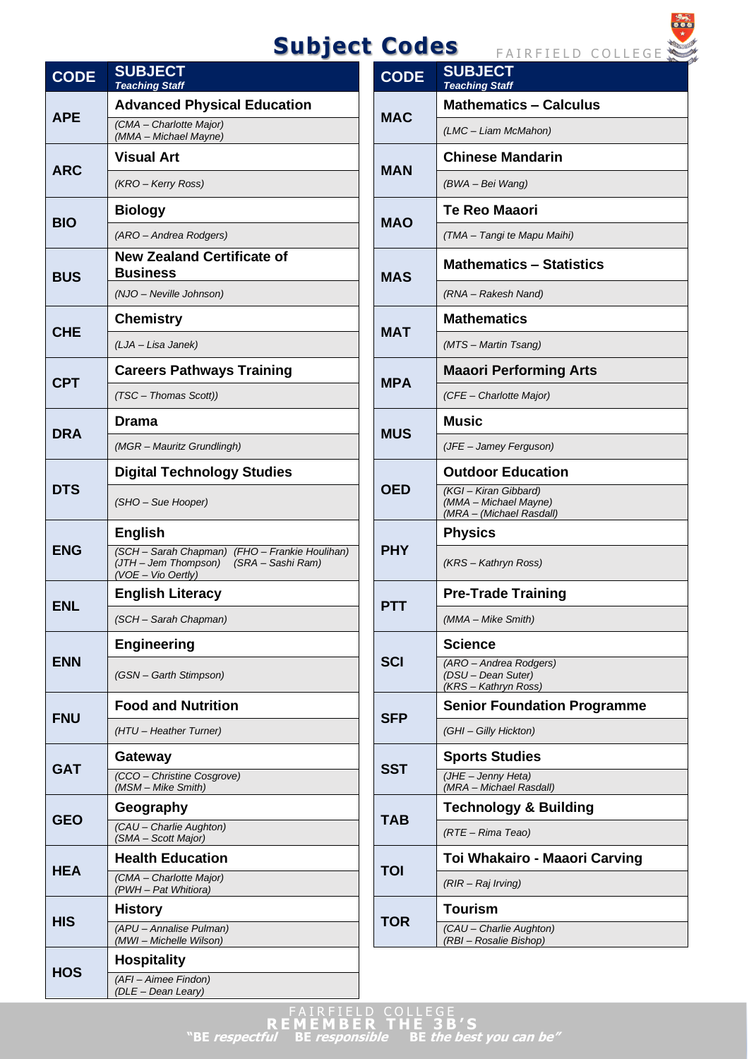# Subject Codes

FAIRFIELD COLLEGE

| CODE | SUBJECT *Teaching Staff* |
|---|---|
| APE | **Advanced Physical Education** *(CMA – Charlotte Major) (MMA – Michael Mayne)* |
| ARC | **Visual Art** *(KRO – Kerry Ross)* |
| BIO | **Biology** *(ARO – Andrea Rodgers)* |
| BUS | **New Zealand Certificate of Business** *(NJO – Neville Johnson)* |
| CHE | **Chemistry** *(LJA – Lisa Janek)* |
| CPT | **Careers Pathways Training** *(TSC – Thomas Scott))* |
| DRA | **Drama** *(MGR – Mauritz Grundlingh)* |
| DTS | **Digital Technology Studies** *(SHO – Sue Hooper)* |
| ENG | **English** *(SCH – Sarah Chapman) (FHO – Frankie Houlihan) (JTH – Jem Thompson) (SRA – Sashi Ram) (VOE – Vio Oertly)* |
| ENL | **English Literacy** *(SCH – Sarah Chapman)* |
| ENN | **Engineering** *(GSN – Garth Stimpson)* |
| FNU | **Food and Nutrition** *(HTU – Heather Turner)* |
| GAT | **Gateway** *(CCO – Christine Cosgrove) (MSM – Mike Smith)* |
| GEO | **Geography** *(CAU – Charlie Aughton) (SMA – Scott Major)* |
| HEA | **Health Education** *(CMA – Charlotte Major) (PWH – Pat Whitiora)* |
| HIS | **History** *(APU – Annalise Pulman) (MWI – Michelle Wilson)* |
| HOS | **Hospitality** *(AFI – Aimee Findon) (DLE – Dean Leary)* |
| MAC | **Mathematics – Calculus** *(LMC – Liam McMahon)* |
| MAN | **Chinese Mandarin** *(BWA – Bei Wang)* |
| MAO | **Te Reo Maaori** *(TMA – Tangi te Mapu Maihi)* |
| MAS | **Mathematics – Statistics** *(RNA – Rakesh Nand)* |
| MAT | **Mathematics** *(MTS – Martin Tsang)* |
| MPA | **Maaori Performing Arts** *(CFE – Charlotte Major)* |
| MUS | **Music** *(JFE – Jamey Ferguson)* |
| OED | **Outdoor Education** *(KGI – Kiran Gibbard) (MMA – Michael Mayne) (MRA – (Michael Rasdall)* |
| PHY | **Physics** *(KRS – Kathryn Ross)* |
| PTT | **Pre-Trade Training** *(MMA – Mike Smith)* |
| SCI | **Science** *(ARO – Andrea Rodgers) (DSU – Dean Suter) (KRS – Kathryn Ross)* |
| SFP | **Senior Foundation Programme** *(GHI – Gilly Hickton)* |
| SST | **Sports Studies** *(JHE – Jenny Heta) (MRA – Michael Rasdall)* |
| TAB | **Technology & Building** *(RTE – Rima Teao)* |
| TOI | **Toi Whakairo - Maaori Carving** *(RIR – Raj Irving)* |
| TOR | **Tourism** *(CAU – Charlie Aughton) (RBI – Rosalie Bishop)* |

FAIRFIELD COLLEGE
**REMEMBER THE 3B'S**
**"BE** ***respectful*** **BE** ***responsible*** **BE** ***the best you can be"***